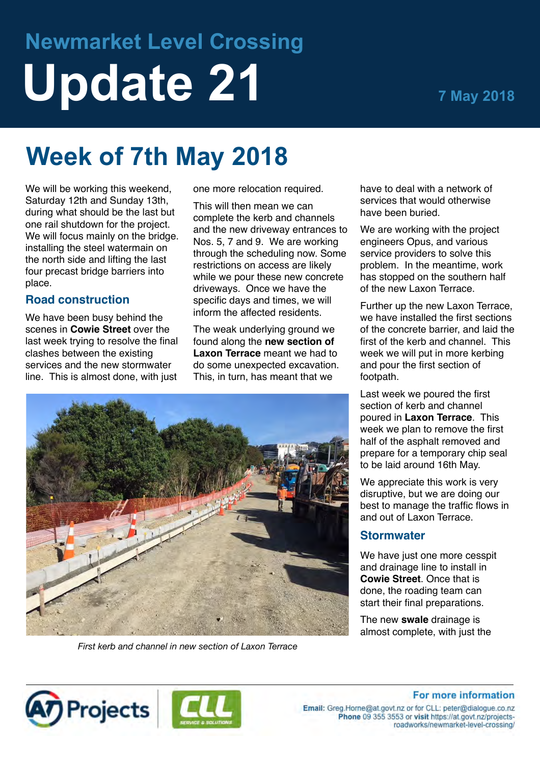# Newmarket Level Crossing

# Update 21

7 May 2018

## Week of 7th May 2018

We will be working this weekend, Saturday 12th and Sunday 13th, during what should be the last but one rail shutdown for the project. We will focus mainly on the bridge. installing the steel watermain on the north side and lifting the last four precast bridge barriers into place.

### Road construction

We have been busy behind the scenes in **Cowie Street** over the last week trying to resolve the final clashes between the existing services and the new stormwater line. This is almost done, with just one more relocation required.

This will then mean we can complete the kerb and channels and the new driveway entrances to Nos. 5, 7 and 9. We are working through the scheduling now. Some restrictions on access are likely while we pour these new concrete driveways. Once we have the specific days and times, we will inform the affected residents.

The weak underlying ground we found along the **new section of Laxon Terrace** meant we had to do some unexpected excavation. This, in turn, has meant that we have to deal with a network of services that would otherwise have been buried.

We are working with the project engineers Opus, and various service providers to solve this problem. In the meantime, work has stopped on the southern half of the new Laxon Terrace.

Further up the new Laxon Terrace, we have installed the first sections of the concrete barrier, and laid the first of the kerb and channel. This week we will put in more kerbing and pour the first section of footpath.

Last week we poured the first section of kerb and channel poured in **Laxon Terrace**. This week we plan to remove the first half of the asphalt removed and prepare for a temporary chip seal to be laid around 16th May.

We appreciate this work is very disruptive, but we are doing our best to manage the traffic flows in and out of Laxon Terrace.

*First kerb and channel in new section of Laxon Terrace*

### Stormwater

We have just one more cesspit and drainage line to install in **Cowie Street**. Once that is done, the roading team can start their final preparations.

The new **swale** drainage is almost complete, with just the

**For more information**

**Email:** Greg.Horne@at.govt.nz or for CLL: peter@dialogue.co.nz
**Phone** 09 355 3553 or **visit** https://at.govt.nz/projects-roadworks/newmarket-level-crossing/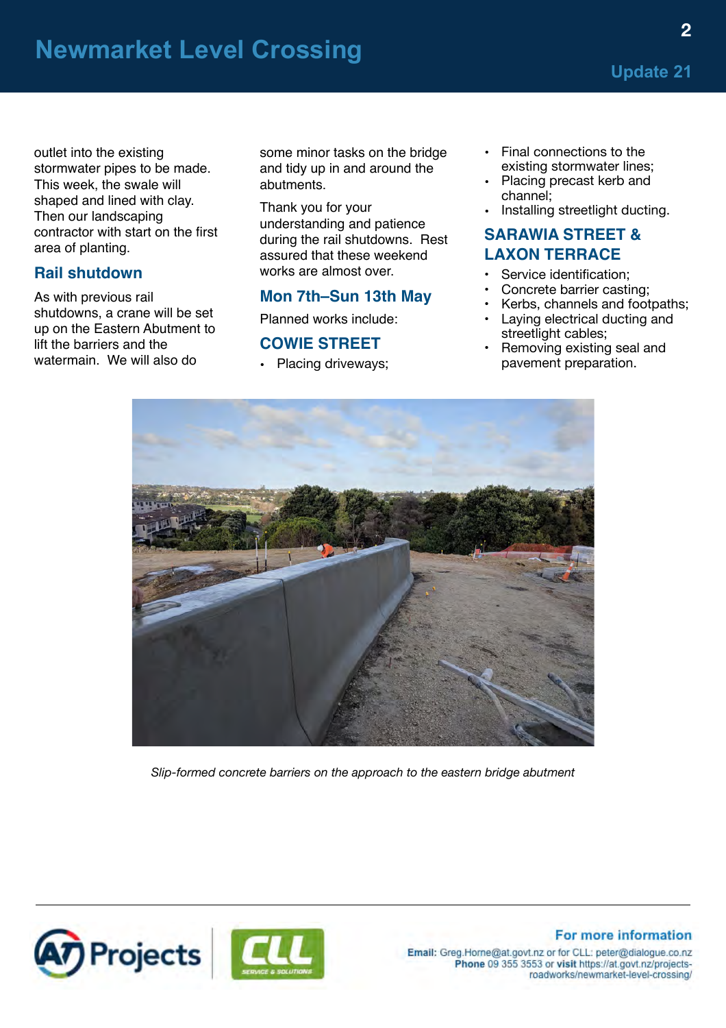outlet into the existing stormwater pipes to be made. This week, the swale will shaped and lined with clay. Then our landscaping contractor with start on the first area of planting.

## Rail shutdown

As with previous rail shutdowns, a crane will be set up on the Eastern Abutment to lift the barriers and the watermain. We will also do some minor tasks on the bridge and tidy up in and around the abutments.

Thank you for your understanding and patience during the rail shutdowns. Rest assured that these weekend works are almost over.

## Mon 7th–Sun 13th May

Planned works include:

### COWIE STREET

- Placing driveways;
- Final connections to the existing stormwater lines;
- Placing precast kerb and channel;
- Installing streetlight ducting.

### SARAWIA STREET & LAXON TERRACE

- Service identification;
- Concrete barrier casting;
- Kerbs, channels and footpaths;
- Laying electrical ducting and streetlight cables;
- Removing existing seal and pavement preparation.

*Slip-formed concrete barriers on the approach to the eastern bridge abutment*

**For more information**

**Email:** Greg.Horne@at.govt.nz or for CLL: peter@dialogue.co.nz
**Phone** 09 355 3553 or **visit** https://at.govt.nz/projects-roadworks/newmarket-level-crossing/